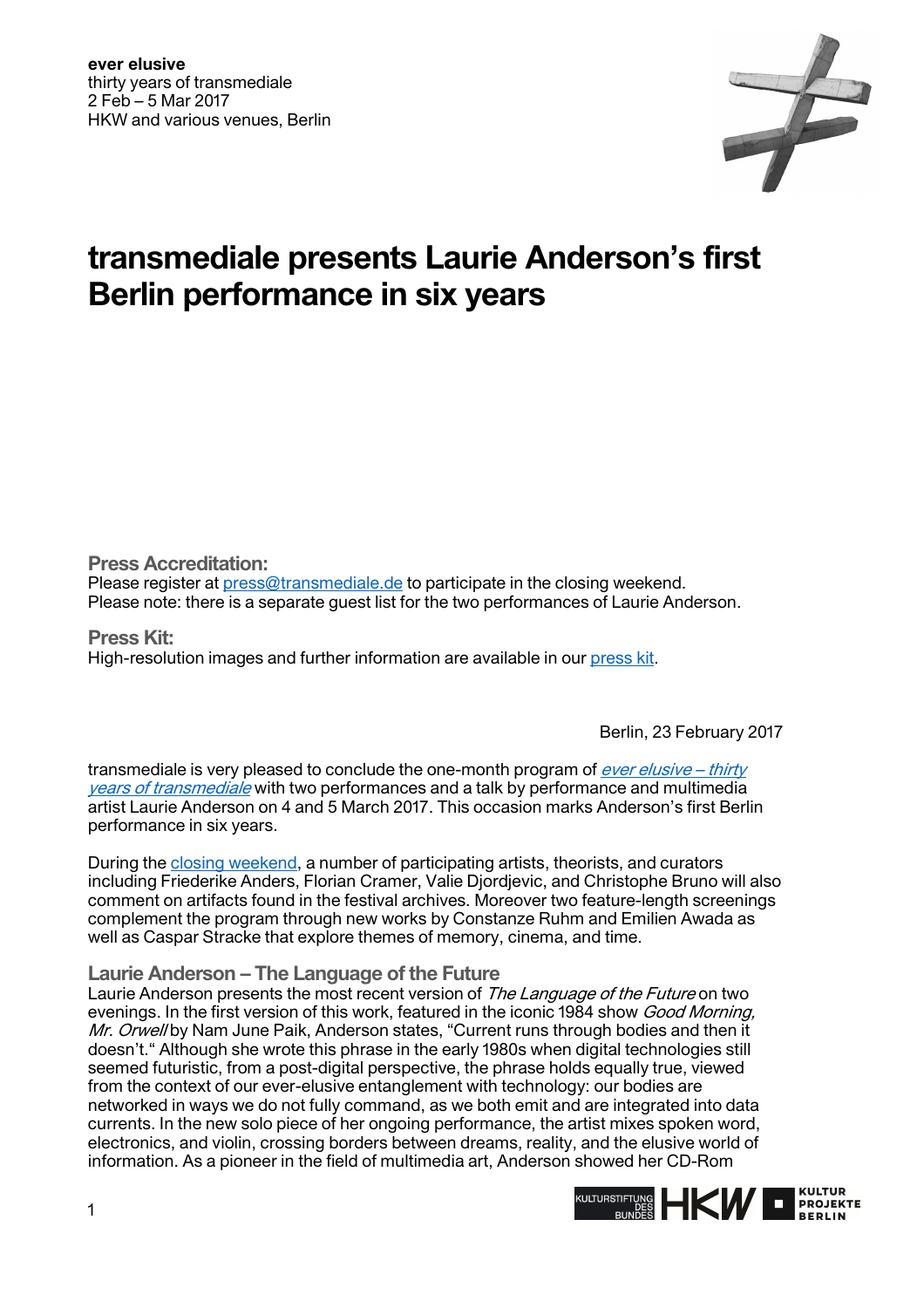**ever elusive**
thirty years of transmediale
2 Feb – 5 Mar 2017
HKW and various venues, Berlin

# transmediale presents Laurie Anderson's first Berlin performance in six years

### Press Accreditation:

Please register at [press@transmediale.de](mailto:press@transmediale.de) to participate in the closing weekend.
Please note: there is a separate guest list for the two performances of Laurie Anderson.

### Press Kit:

High-resolution images and further information are available in our [press kit](press kit).

Berlin, 23 February 2017

transmediale is very pleased to conclude the one-month program of *ever elusive – thirty years of transmediale* with two performances and a talk by performance and multimedia artist Laurie Anderson on 4 and 5 March 2017. This occasion marks Anderson's first Berlin performance in six years.

During the closing weekend, a number of participating artists, theorists, and curators including Friederike Anders, Florian Cramer, Valie Djordjevic, and Christophe Bruno will also comment on artifacts found in the festival archives. Moreover two feature-length screenings complement the program through new works by Constanze Ruhm and Emilien Awada as well as Caspar Stracke that explore themes of memory, cinema, and time.

### Laurie Anderson – The Language of the Future

Laurie Anderson presents the most recent version of *The Language of the Future* on two evenings. In the first version of this work, featured in the iconic 1984 show *Good Morning, Mr. Orwell* by Nam June Paik, Anderson states, "Current runs through bodies and then it doesn't." Although she wrote this phrase in the early 1980s when digital technologies still seemed futuristic, from a post-digital perspective, the phrase holds equally true, viewed from the context of our ever-elusive entanglement with technology: our bodies are networked in ways we do not fully command, as we both emit and are integrated into data currents. In the new solo piece of her ongoing performance, the artist mixes spoken word, electronics, and violin, crossing borders between dreams, reality, and the elusive world of information. As a pioneer in the field of multimedia art, Anderson showed her CD-Rom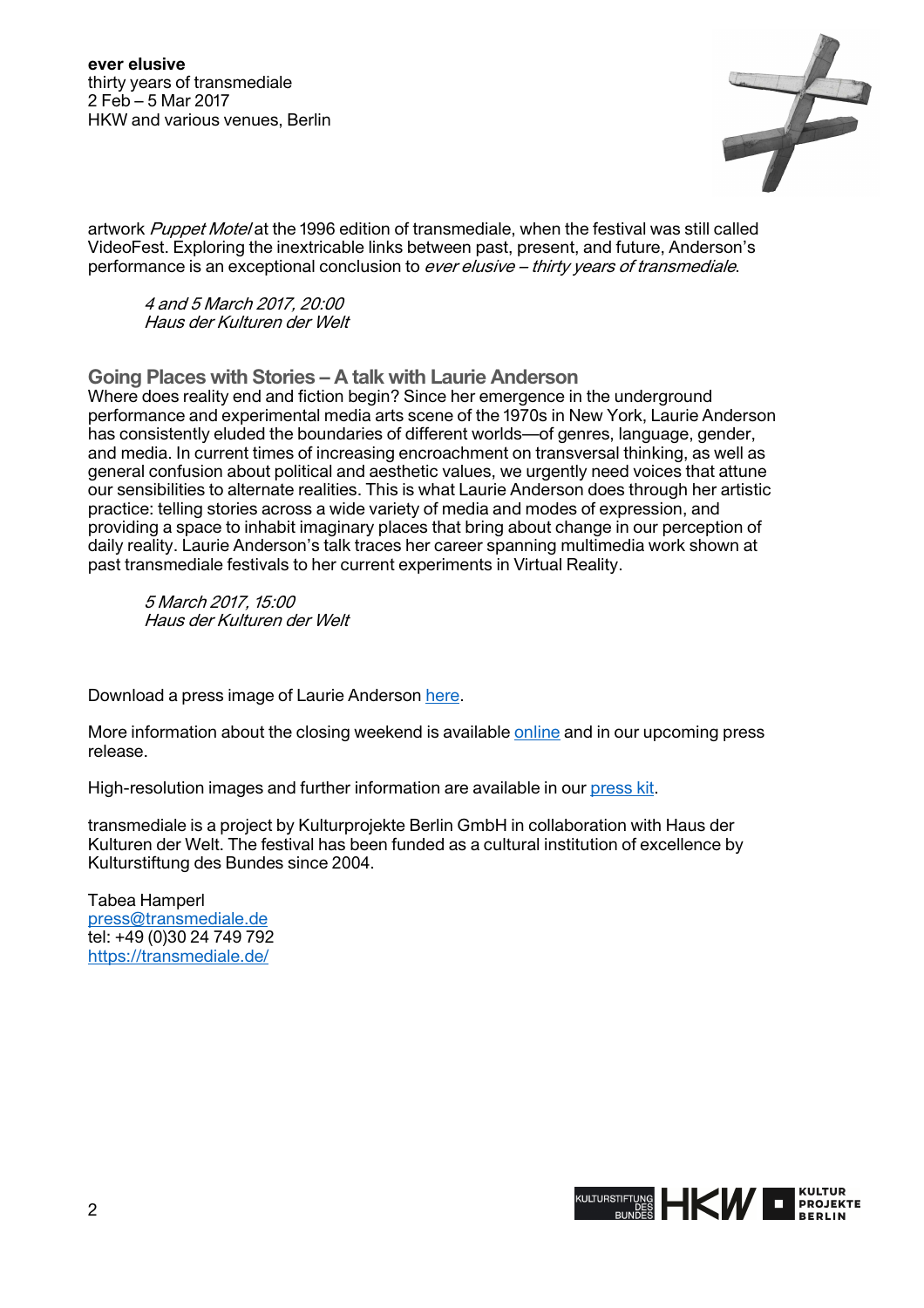artwork *Puppet Motel* at the 1996 edition of transmediale, when the festival was still called VideoFest. Exploring the inextricable links between past, present, and future, Anderson's performance is an exceptional conclusion to *ever elusive – thirty years of transmediale*.

> *4 and 5 March 2017, 20:00*
> *Haus der Kulturen der Welt*

## Going Places with Stories – A talk with Laurie Anderson

Where does reality end and fiction begin? Since her emergence in the underground performance and experimental media arts scene of the 1970s in New York, Laurie Anderson has consistently eluded the boundaries of different worlds—of genres, language, gender, and media. In current times of increasing encroachment on transversal thinking, as well as general confusion about political and aesthetic values, we urgently need voices that attune our sensibilities to alternate realities. This is what Laurie Anderson does through her artistic practice: telling stories across a wide variety of media and modes of expression, and providing a space to inhabit imaginary places that bring about change in our perception of daily reality. Laurie Anderson's talk traces her career spanning multimedia work shown at past transmediale festivals to her current experiments in Virtual Reality.

> *5 March 2017, 15:00*
> *Haus der Kulturen der Welt*

Download a press image of Laurie Anderson here.

More information about the closing weekend is available online and in our upcoming press release.

High-resolution images and further information are available in our press kit.

transmediale is a project by Kulturprojekte Berlin GmbH in collaboration with Haus der Kulturen der Welt. The festival has been funded as a cultural institution of excellence by Kulturstiftung des Bundes since 2004.

Tabea Hamperl
press@transmediale.de
tel: +49 (0)30 24 749 792
https://transmediale.de/